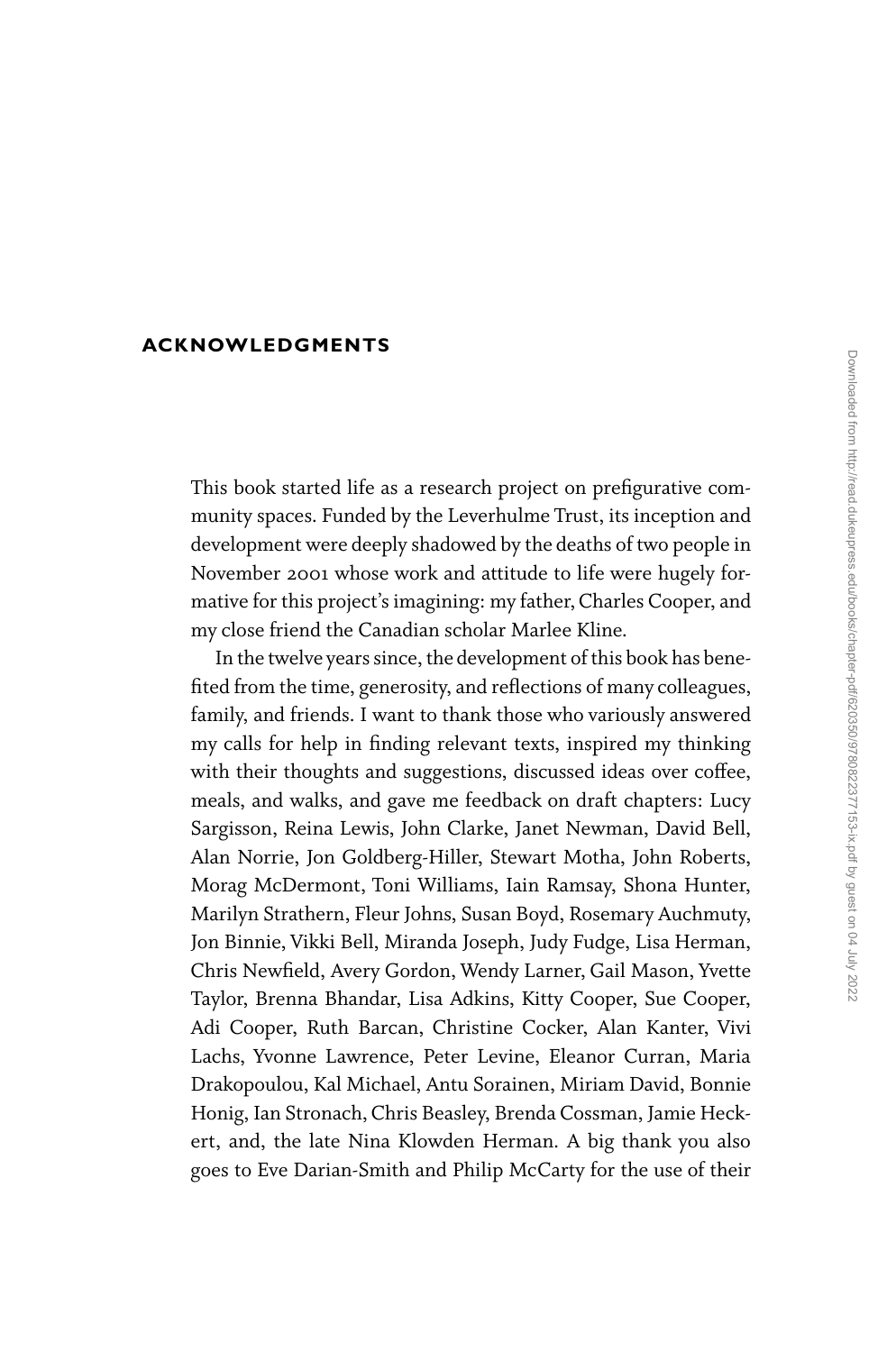# ACKNOWLEDGMENTS

This book started life as a research project on prefigurative community spaces. Funded by the Leverhulme Trust, its inception and development were deeply shadowed by the deaths of two people in November 2001 whose work and attitude to life were hugely formative for this project's imagining: my father, Charles Cooper, and my close friend the Canadian scholar Marlee Kline.

In the twelve years since, the development of this book has benefited from the time, generosity, and reflections of many colleagues, family, and friends. I want to thank those who variously answered my calls for help in finding relevant texts, inspired my thinking with their thoughts and suggestions, discussed ideas over coffee, meals, and walks, and gave me feedback on draft chapters: Lucy Sargisson, Reina Lewis, John Clarke, Janet Newman, David Bell, Alan Norrie, Jon Goldberg-Hiller, Stewart Motha, John Roberts, Morag McDermont, Toni Williams, Iain Ramsay, Shona Hunter, Marilyn Strathern, Fleur Johns, Susan Boyd, Rosemary Auchmuty, Jon Binnie, Vikki Bell, Miranda Joseph, Judy Fudge, Lisa Herman, Chris Newfield, Avery Gordon, Wendy Larner, Gail Mason, Yvette Taylor, Brenna Bhandar, Lisa Adkins, Kitty Cooper, Sue Cooper, Adi Cooper, Ruth Barcan, Christine Cocker, Alan Kanter, Vivi Lachs, Yvonne Lawrence, Peter Levine, Eleanor Curran, Maria Drakopoulou, Kal Michael, Antu Sorainen, Miriam David, Bonnie Honig, Ian Stronach, Chris Beasley, Brenda Cossman, Jamie Heckert, and, the late Nina Klowden Herman. A big thank you also goes to Eve Darian-Smith and Philip McCarty for the use of their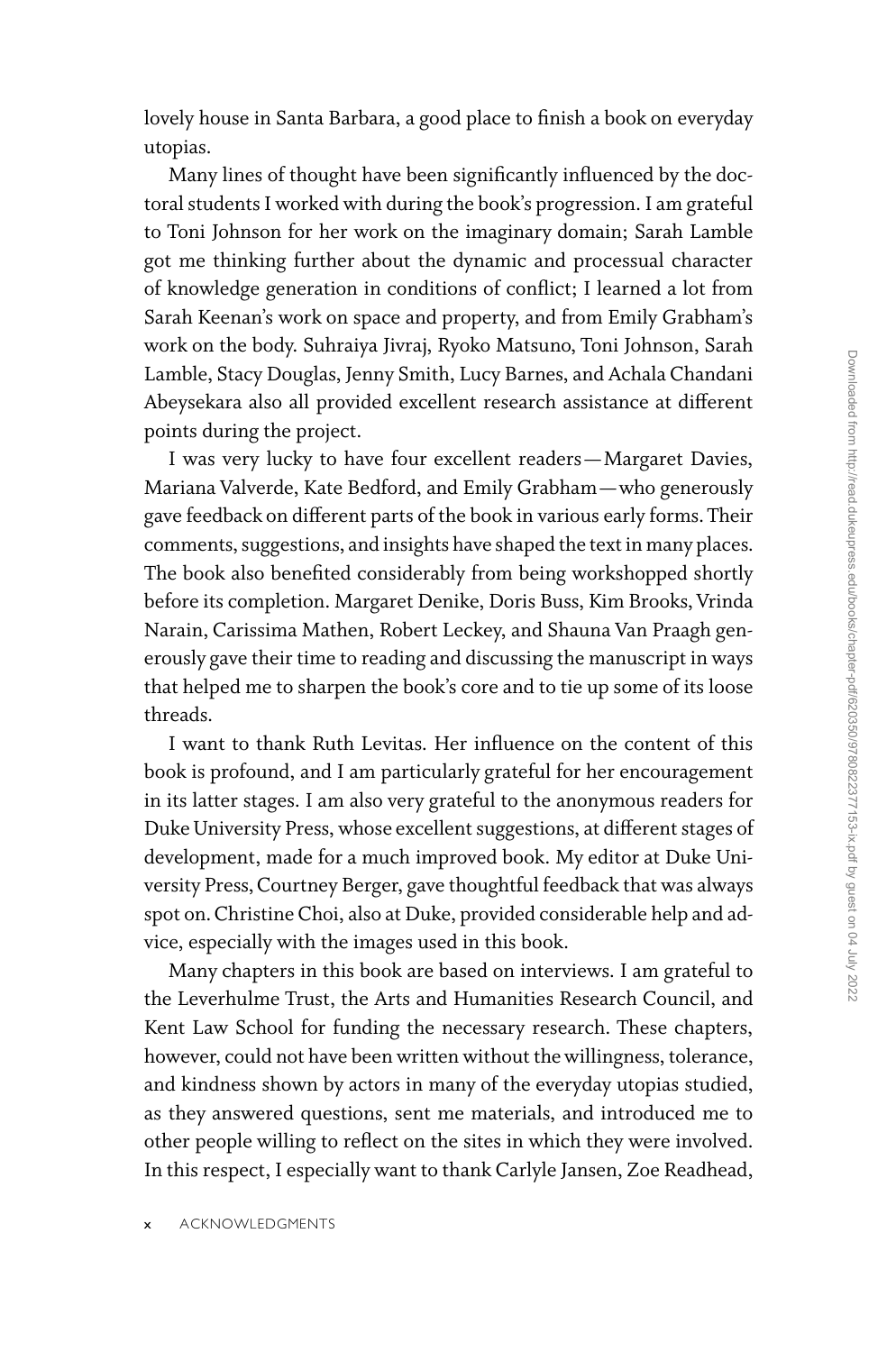lovely house in Santa Barbara, a good place to finish a book on everyday utopias.

Many lines of thought have been significantly influenced by the doctoral students I worked with during the book's progression. I am grateful to Toni Johnson for her work on the imaginary domain; Sarah Lamble got me thinking further about the dynamic and processual character of knowledge generation in conditions of conflict; I learned a lot from Sarah Keenan's work on space and property, and from Emily Grabham's work on the body. Suhraiya Jivraj, Ryoko Matsuno, Toni Johnson, Sarah Lamble, Stacy Douglas, Jenny Smith, Lucy Barnes, and Achala Chandani Abeysekara also all provided excellent research assistance at different points during the project.

I was very lucky to have four excellent readers—Margaret Davies, Mariana Valverde, Kate Bedford, and Emily Grabham—who generously gave feedback on different parts of the book in various early forms. Their comments, suggestions, and insights have shaped the text in many places. The book also benefited considerably from being workshopped shortly before its completion. Margaret Denike, Doris Buss, Kim Brooks, Vrinda Narain, Carissima Mathen, Robert Leckey, and Shauna Van Praagh generously gave their time to reading and discussing the manuscript in ways that helped me to sharpen the book's core and to tie up some of its loose threads.

I want to thank Ruth Levitas. Her influence on the content of this book is profound, and I am particularly grateful for her encouragement in its latter stages. I am also very grateful to the anonymous readers for Duke University Press, whose excellent suggestions, at different stages of development, made for a much improved book. My editor at Duke University Press, Courtney Berger, gave thoughtful feedback that was always spot on. Christine Choi, also at Duke, provided considerable help and advice, especially with the images used in this book.

Many chapters in this book are based on interviews. I am grateful to the Leverhulme Trust, the Arts and Humanities Research Council, and Kent Law School for funding the necessary research. These chapters, however, could not have been written without the willingness, tolerance, and kindness shown by actors in many of the everyday utopias studied, as they answered questions, sent me materials, and introduced me to other people willing to reflect on the sites in which they were involved. In this respect, I especially want to thank Carlyle Jansen, Zoe Readhead,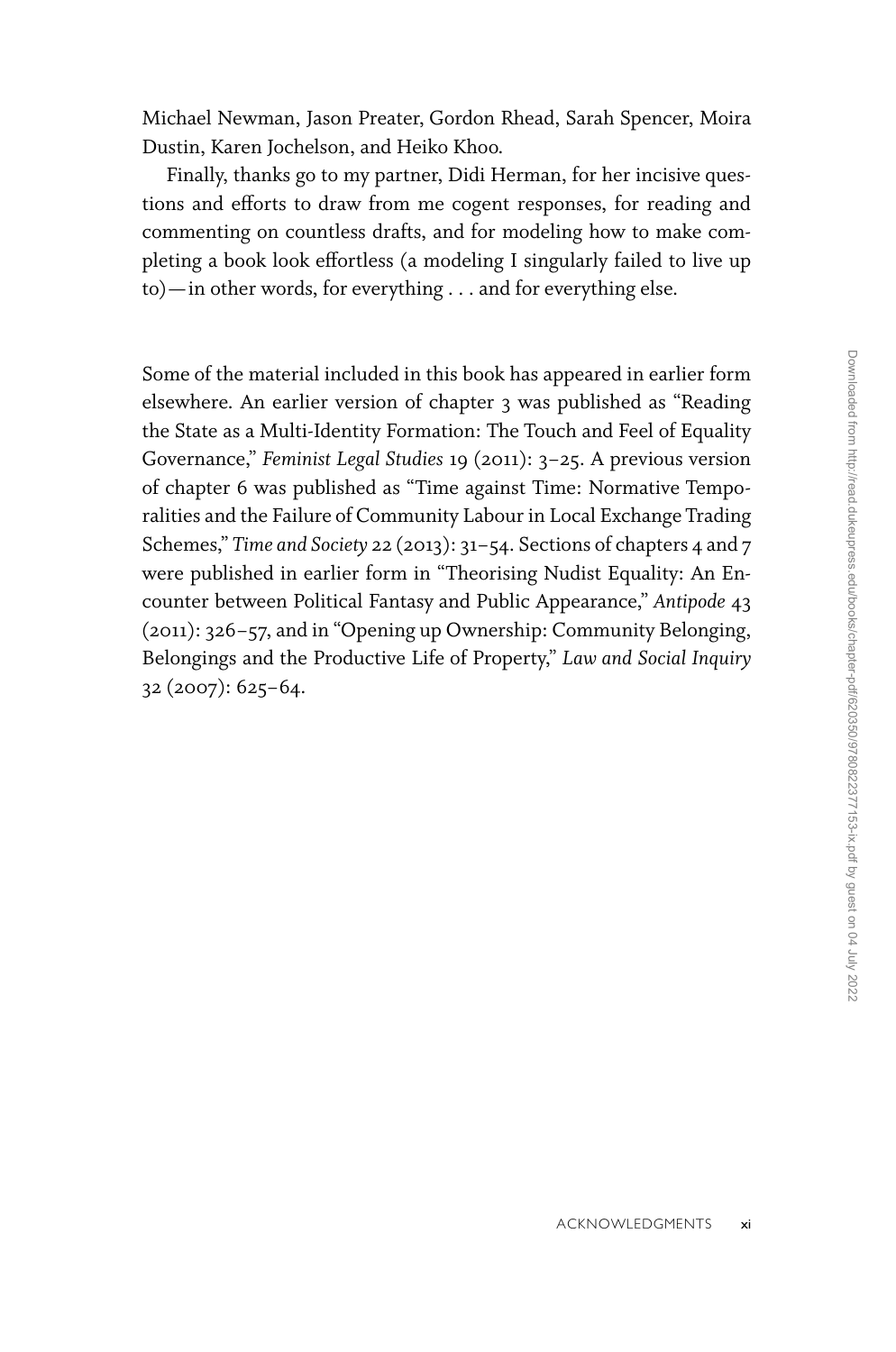Michael Newman, Jason Preater, Gordon Rhead, Sarah Spencer, Moira Dustin, Karen Jochelson, and Heiko Khoo.

Finally, thanks go to my partner, Didi Herman, for her incisive questions and efforts to draw from me cogent responses, for reading and commenting on countless drafts, and for modeling how to make completing a book look effortless (a modeling I singularly failed to live up to)—in other words, for everything . . . and for everything else.

Some of the material included in this book has appeared in earlier form elsewhere. An earlier version of chapter 3 was published as "Reading the State as a Multi-Identity Formation: The Touch and Feel of Equality Governance," *Feminist Legal Studies* 19 (2011): 3–25. A previous version of chapter 6 was published as "Time against Time: Normative Temporalities and the Failure of Community Labour in Local Exchange Trading Schemes," *Time and Society* 22 (2013): 31–54. Sections of chapters 4 and 7 were published in earlier form in "Theorising Nudist Equality: An Encounter between Political Fantasy and Public Appearance," *Antipode* 43 (2011): 326–57, and in "Opening up Ownership: Community Belonging, Belongings and the Productive Life of Property," *Law and Social Inquiry* 32 (2007): 625–64.